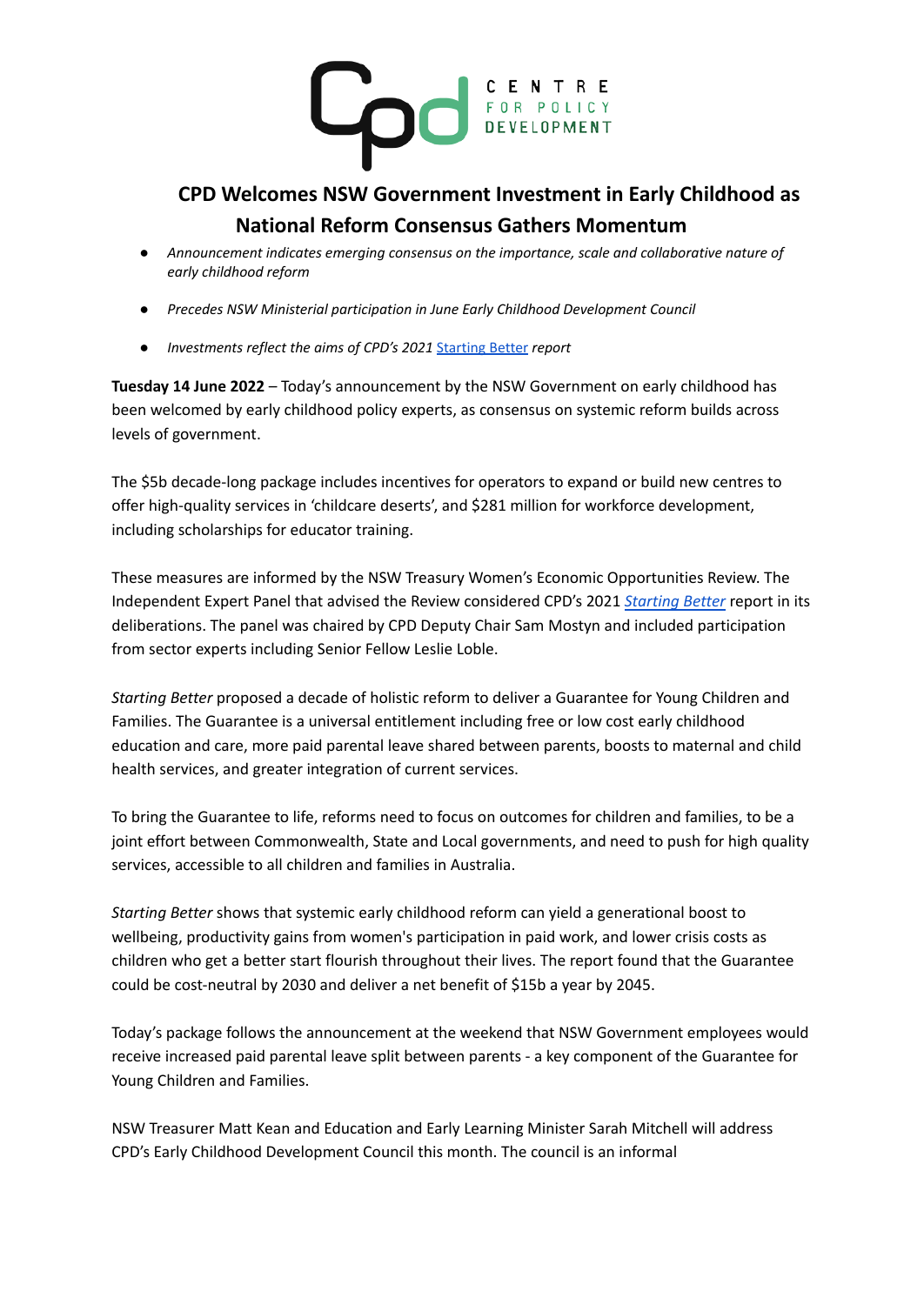# CPD Welcomes NSW Government Investment in Early Childhood as National Reform Consensus Gathers Momentum

- *Announcement indicates emerging consensus on the importance, scale and collaborative nature of early childhood reform*
- *Precedes NSW Ministerial participation in June Early Childhood Development Council*
- *Investments reflect the aims of CPD's 2021* Starting Better *report*

**Tuesday 14 June 2022** – Today's announcement by the NSW Government on early childhood has been welcomed by early childhood policy experts, as consensus on systemic reform builds across levels of government.

The $5b decade-long package includes incentives for operators to expand or build new centres to offer high-quality services in 'childcare deserts', and $281 million for workforce development, including scholarships for educator training.

These measures are informed by the NSW Treasury Women's Economic Opportunities Review. The Independent Expert Panel that advised the Review considered CPD's 2021 *Starting Better* report in its deliberations. The panel was chaired by CPD Deputy Chair Sam Mostyn and included participation from sector experts including Senior Fellow Leslie Loble.

*Starting Better* proposed a decade of holistic reform to deliver a Guarantee for Young Children and Families. The Guarantee is a universal entitlement including free or low cost early childhood education and care, more paid parental leave shared between parents, boosts to maternal and child health services, and greater integration of current services.

To bring the Guarantee to life, reforms need to focus on outcomes for children and families, to be a joint effort between Commonwealth, State and Local governments, and need to push for high quality services, accessible to all children and families in Australia.

*Starting Better* shows that systemic early childhood reform can yield a generational boost to wellbeing, productivity gains from women's participation in paid work, and lower crisis costs as children who get a better start flourish throughout their lives. The report found that the Guarantee could be cost-neutral by 2030 and deliver a net benefit of $15b a year by 2045.

Today's package follows the announcement at the weekend that NSW Government employees would receive increased paid parental leave split between parents - a key component of the Guarantee for Young Children and Families.

NSW Treasurer Matt Kean and Education and Early Learning Minister Sarah Mitchell will address CPD's Early Childhood Development Council this month. The council is an informal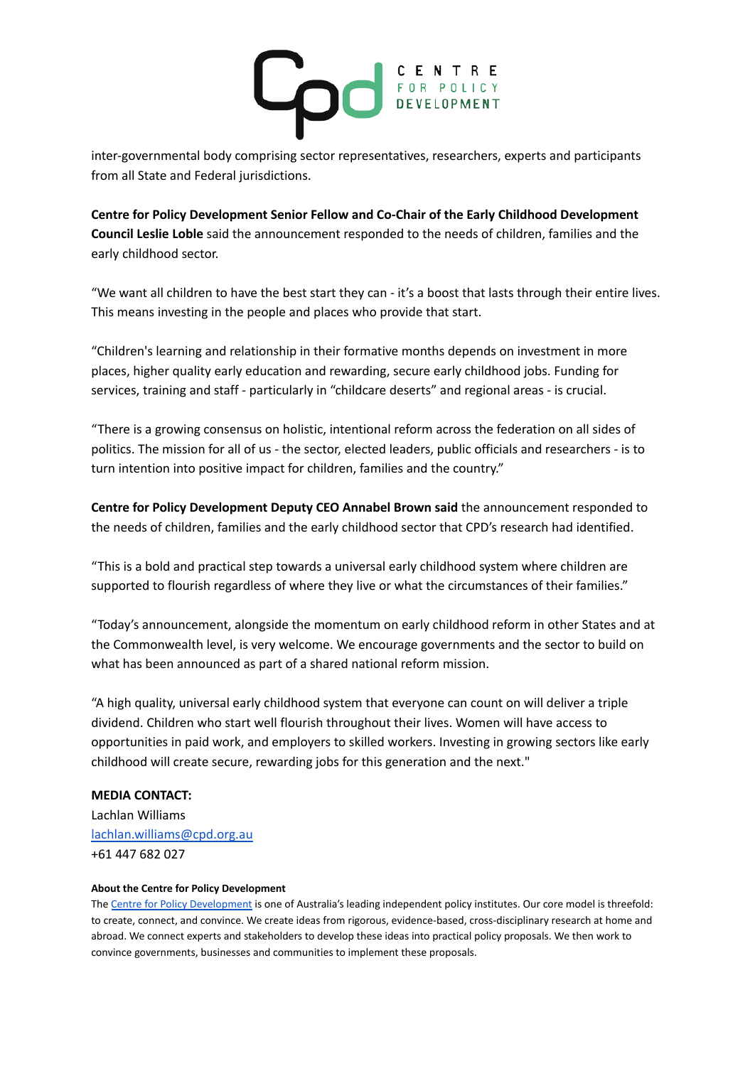inter-governmental body comprising sector representatives, researchers, experts and participants from all State and Federal jurisdictions.

**Centre for Policy Development Senior Fellow and Co-Chair of the Early Childhood Development Council Leslie Loble** said the announcement responded to the needs of children, families and the early childhood sector.

"We want all children to have the best start they can - it's a boost that lasts through their entire lives. This means investing in the people and places who provide that start.

"Children's learning and relationship in their formative months depends on investment in more places, higher quality early education and rewarding, secure early childhood jobs. Funding for services, training and staff - particularly in "childcare deserts" and regional areas - is crucial.

"There is a growing consensus on holistic, intentional reform across the federation on all sides of politics. The mission for all of us - the sector, elected leaders, public officials and researchers - is to turn intention into positive impact for children, families and the country."

**Centre for Policy Development Deputy CEO Annabel Brown said** the announcement responded to the needs of children, families and the early childhood sector that CPD's research had identified.

"This is a bold and practical step towards a universal early childhood system where children are supported to flourish regardless of where they live or what the circumstances of their families."

"Today's announcement, alongside the momentum on early childhood reform in other States and at the Commonwealth level, is very welcome. We encourage governments and the sector to build on what has been announced as part of a shared national reform mission.

"A high quality, universal early childhood system that everyone can count on will deliver a triple dividend. Children who start well flourish throughout their lives. Women will have access to opportunities in paid work, and employers to skilled workers. Investing in growing sectors like early childhood will create secure, rewarding jobs for this generation and the next."

**MEDIA CONTACT:**
Lachlan Williams
lachlan.williams@cpd.org.au
+61 447 682 027

**About the Centre for Policy Development**

The Centre for Policy Development is one of Australia's leading independent policy institutes. Our core model is threefold: to create, connect, and convince. We create ideas from rigorous, evidence-based, cross-disciplinary research at home and abroad. We connect experts and stakeholders to develop these ideas into practical policy proposals. We then work to convince governments, businesses and communities to implement these proposals.